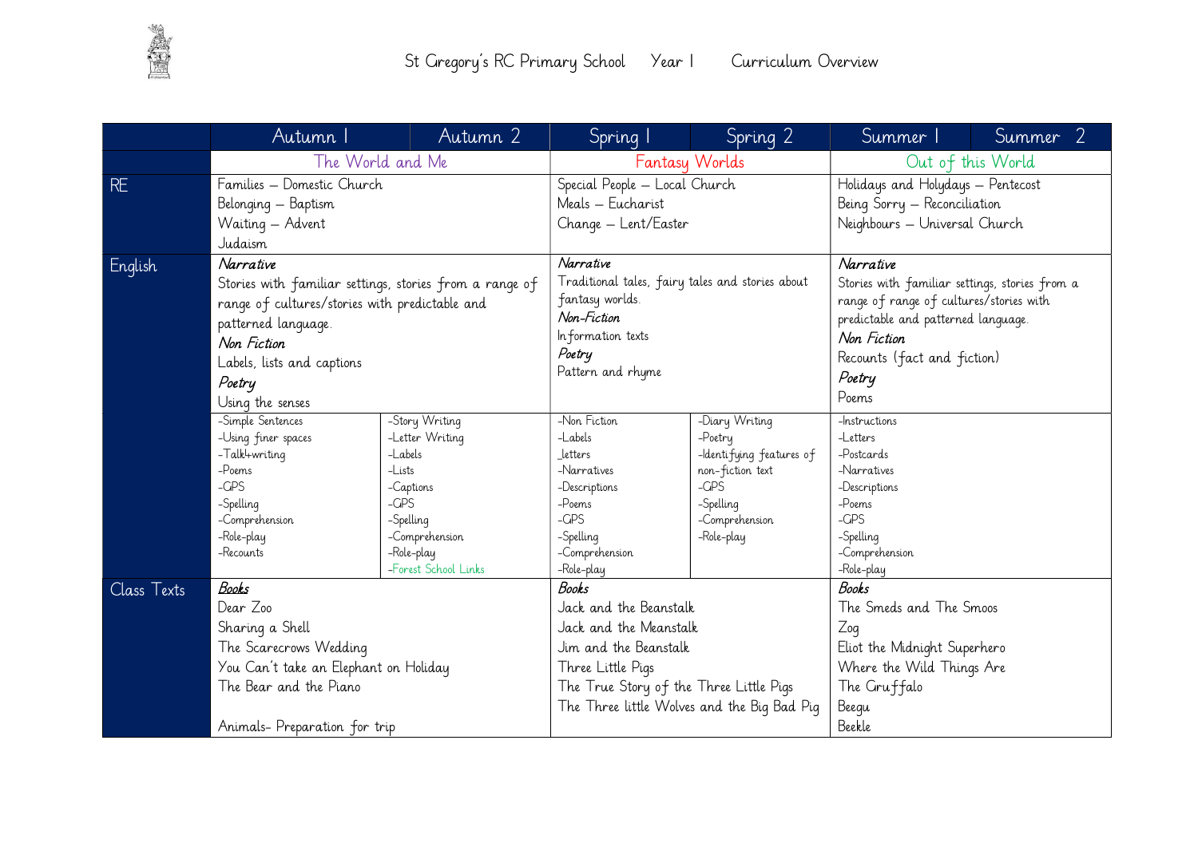# St Gregory's RC Primary School Year 1 Curriculum Overview

| | Autumn 1 | Autumn 2 | Spring 1 | Spring 2 | Summer 1 | Summer 2 |
|---|---|---|---|---|---|---|
| | The World and Me | | Fantasy Worlds | | Out of this World | |
| RE | Families – Domestic Church<br>Belonging – Baptism<br>Waiting – Advent<br>Judaism | | Special People – Local Church<br>Meals – Eucharist<br>Change – Lent/Easter | | Holidays and Holydays – Pentecost<br>Being Sorry – Reconciliation<br>Neighbours – Universal Church | |
| English | *Narrative*<br>Stories with familiar settings, stories from a range of range of cultures/stories with predictable and patterned language.<br>*Non Fiction*<br>Labels, lists and captions<br>*Poetry*<br>Using the senses | | *Narrative*<br>Traditional tales, fairy tales and stories about fantasy worlds.<br>*Non-Fiction*<br>Information texts<br>*Poetry*<br>Pattern and rhyme | | *Narrative*<br>Stories with familiar settings, stories from a range of range of cultures/stories with predictable and patterned language.<br>*Non Fiction*<br>Recounts (fact and fiction)<br>*Poetry*<br>Poems | |
| | -Simple Sentences<br>-Using finer spaces<br>-Talk4writing<br>-Poems<br>-GPS<br>-Spelling<br>-Comprehension<br>-Role-play<br>-Recounts | -Story Writing<br>-Letter Writing<br>-Labels<br>-Lists<br>-Captions<br>-GPS<br>-Spelling<br>-Comprehension<br>-Role-play<br>-Forest School Links | -Non Fiction<br>-Labels<br>_letters<br>-Narratives<br>-Descriptions<br>-Poems<br>-GPS<br>-Spelling<br>-Comprehension<br>-Role-play | -Diary Writing<br>-Poetry<br>-Identifying features of non-fiction text<br>-GPS<br>-Spelling<br>-Comprehension<br>-Role-play | -Instructions<br>-Letters<br>-Postcards<br>-Narratives<br>-Descriptions<br>-Poems<br>-GPS<br>-Spelling<br>-Comprehension<br>-Role-play | |
| Class Texts | ***Books***<br>Dear Zoo<br>Sharing a Shell<br>The Scarecrows Wedding<br>You Can't take an Elephant on Holiday<br>The Bear and the Piano<br><br>Animals- Preparation for trip | | *Books*<br>Jack and the Beanstalk<br>Jack and the Meanstalk<br>Jim and the Beanstalk<br>Three Little Pigs<br>The True Story of the Three Little Pigs<br>The Three little Wolves and the Big Bad Pig | | *Books*<br>The Smeds and The Smoos<br>Zog<br>Eliot the Midnight Superhero<br>Where the Wild Things Are<br>The Gruffalo<br>Beegu<br>Beekle | |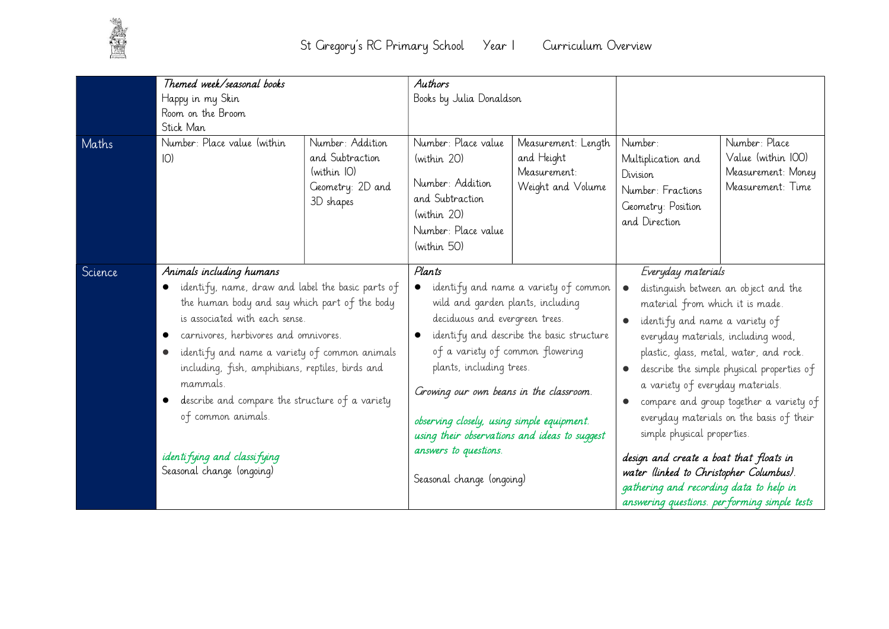St Gregory's RC Primary School Year 1 Curriculum Overview

| | | | | | | |
|---|---|---|---|---|---|---|
| | *Themed week/seasonal books*<br>Happy in my Skin<br>Room on the Broom<br>Stick Man | | *Authors*<br>Books by Julia Donaldson | | | |
| Maths | Number: Place value (within 10) | Number: Addition and Subtraction (within 10)<br>Geometry: 2D and 3D shapes | Number: Place value (within 20)<br>Number: Addition and Subtraction (within 20)<br>Number: Place value (within 50) | Measurement: Length and Height<br>Measurement: Weight and Volume | Number: Multiplication and Division<br>Number: Fractions<br>Geometry: Position and Direction | Number: Place Value (within 100)<br>Measurement: Money<br>Measurement: Time |
| Science | *Animals including humans*<br>• identify, name, draw and label the basic parts of the human body and say which part of the body is associated with each sense.<br>• carnivores, herbivores and omnivores.<br>• identify and name a variety of common animals including, fish, amphibians, reptiles, birds and mammals.<br>• describe and compare the structure of a variety of common animals.<br><br>*identifying and classifying*<br>Seasonal change (ongoing) | | *Plants*<br>• identify and name a variety of common wild and garden plants, including deciduous and evergreen trees.<br>• identify and describe the basic structure of a variety of common flowering plants, including trees.<br><br>*Growing our own beans in the classroom.*<br><br>*observing closely, using simple equipment. using their observations and ideas to suggest answers to questions.*<br><br>Seasonal change (ongoing) | | *Everyday materials*<br>• distinguish between an object and the material from which it is made.<br>• identify and name a variety of everyday materials, including wood, plastic, glass, metal, water, and rock.<br>• describe the simple physical properties of a variety of everyday materials.<br>• compare and group together a variety of everyday materials on the basis of their simple physical properties.<br><br>*design and create a boat that floats in water (linked to Christopher Columbus).*<br>*gathering and recording data to help in answering questions. performing simple tests* | |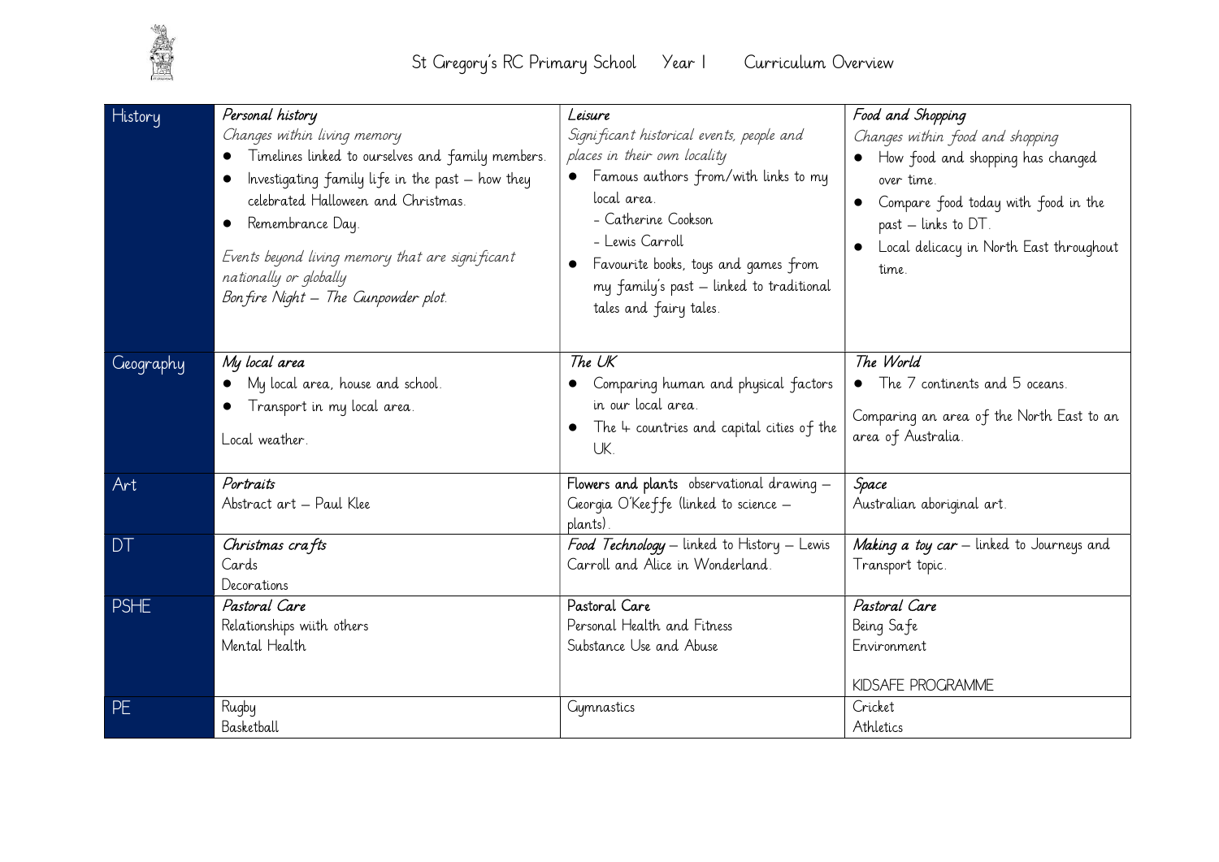St Gregory's RC Primary School Year 1 Curriculum Overview

| | | | |
|---|---|---|---|
| History | *Personal history*<br>*Changes within living memory*<br>• Timelines linked to ourselves and family members.<br>• Investigating family life in the past – how they celebrated Halloween and Christmas.<br>• Remembrance Day.<br><br>*Events beyond living memory that are significant nationally or globally*<br>*Bonfire Night – The Gunpowder plot.* | *Leisure*<br>*Significant historical events, people and places in their own locality*<br>• Famous authors from/with links to my local area.<br>- Catherine Cookson<br>- Lewis Carroll<br>• Favourite books, toys and games from my family's past – linked to traditional tales and fairy tales. | *Food and Shopping*<br>*Changes within food and shopping*<br>• How food and shopping has changed over time.<br>• Compare food today with food in the past – links to DT.<br>• Local delicacy in North East throughout time. |
| Geography | *My local area*<br>• My local area, house and school.<br>• Transport in my local area.<br><br>Local weather. | *The UK*<br>• Comparing human and physical factors in our local area.<br>• The 4 countries and capital cities of the UK. | *The World*<br>• The 7 continents and 5 oceans.<br><br>Comparing an area of the North East to an area of Australia. |
| Art | *Portraits*<br>Abstract art – Paul Klee | **Flowers and plants** observational drawing – Georgia O'Keeffe (linked to science – plants). | *Space*<br>Australian aboriginal art. |
| DT | *Christmas crafts*<br>Cards<br>Decorations | *Food Technology* – linked to History – Lewis Carroll and Alice in Wonderland. | *Making a toy car* – linked to Journeys and Transport topic. |
| PSHE | *Pastoral Care*<br>Relationships wiith others<br>Mental Health | Pastoral Care<br>Personal Health and Fitness<br>Substance Use and Abuse | *Pastoral Care*<br>Being Safe<br>Environment<br><br>KIDSAFE PROGRAMME |
| PE | Rugby<br>Basketball | Gymnastics | Cricket<br>Athletics |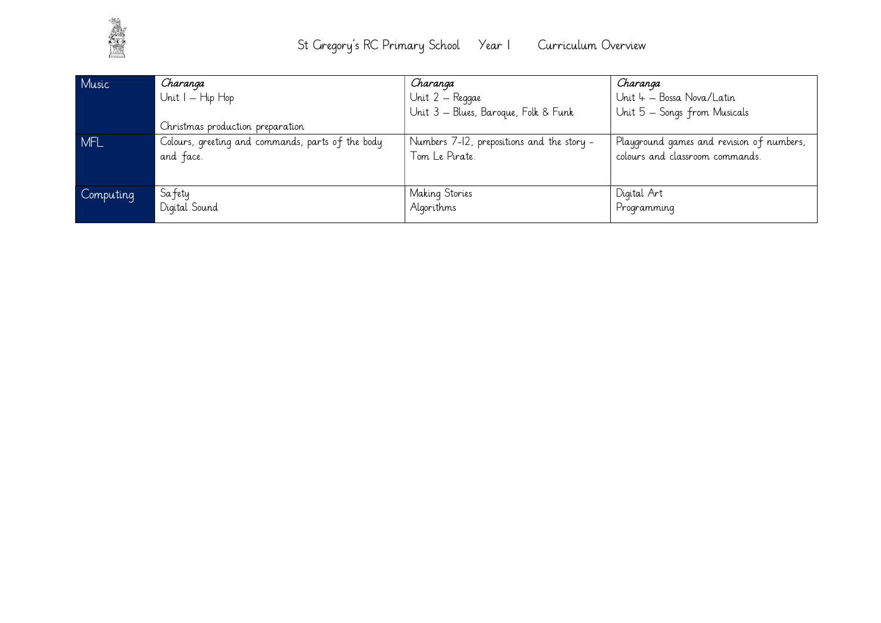St Gregory's RC Primary School    Year 1    Curriculum Overview

| | | | |
|---|---|---|---|
| Music | *Charanga*<br>Unit 1 – Hip Hop<br><br>Christmas production preparation | *Charanga*<br>Unit 2 – Reggae<br>Unit 3 – Blues, Baroque, Folk & Funk | *Charanga*<br>Unit 4 – Bossa Nova/Latin<br>Unit 5 – Songs from Musicals |
| MFL | Colours, greeting and commands, parts of the body and face. | Numbers 7-12, prepositions and the story - Tom Le Pirate. | Playground games and revision of numbers, colours and classroom commands. |
| Computing | Safety<br>Digital Sound | Making Stories<br>Algorithms | Digital Art<br>Programming |